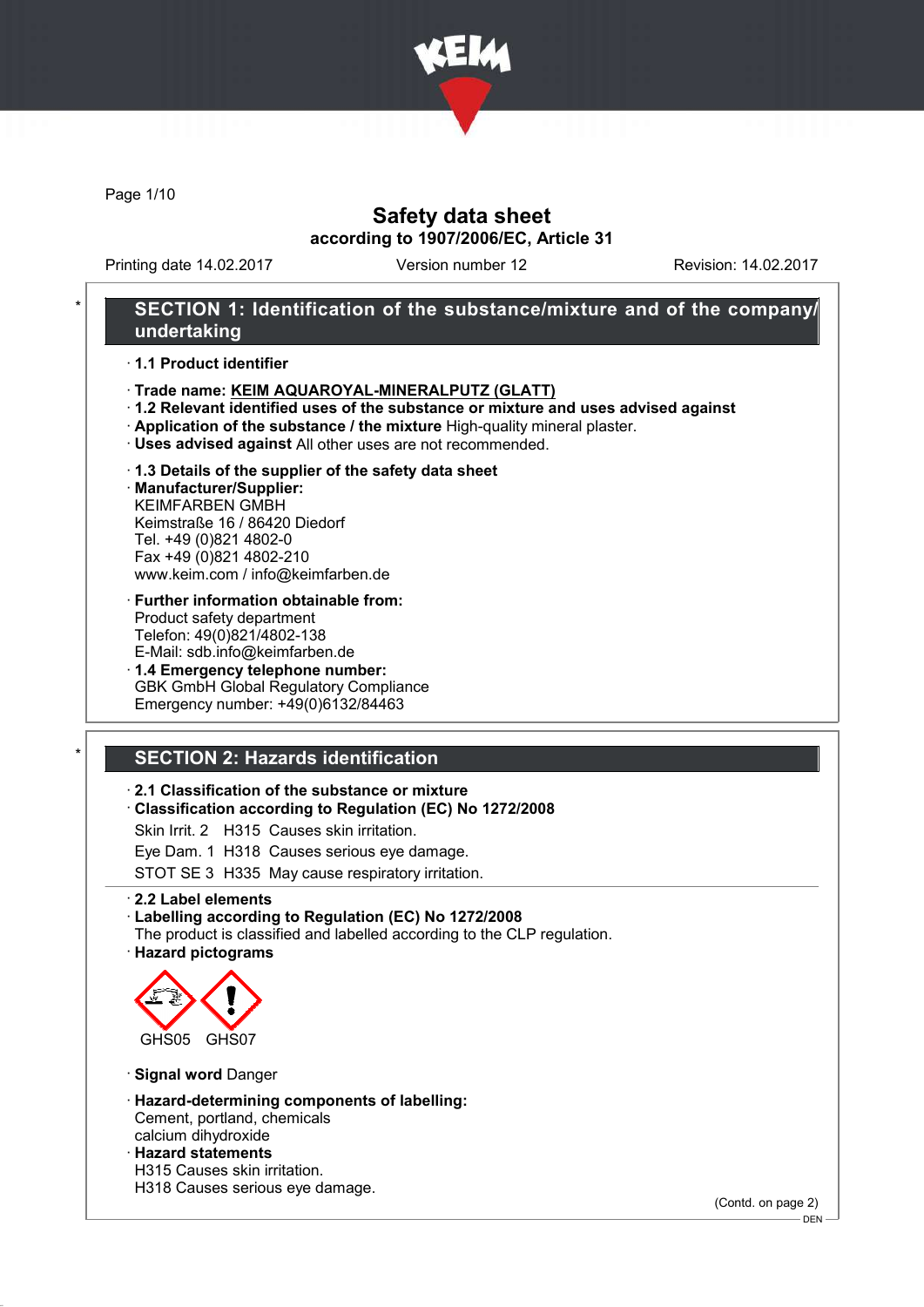# Safety data sheet

**according to 1907/2006/EC, Article 31**

Printing date 14.02.2017 | Version number 12 | Revision: 14.02.2017

## SECTION 1: Identification of the substance/mixture and of the company/ undertaking

· **1.1 Product identifier**

· **Trade name: KEIM AQUAROYAL-MINERALPUTZ (GLATT)**

· **1.2 Relevant identified uses of the substance or mixture and uses advised against**

· **Application of the substance / the mixture** High-quality mineral plaster.

· **Uses advised against** All other uses are not recommended.

· **1.3 Details of the supplier of the safety data sheet**

· **Manufacturer/Supplier:**

KEIMFARBEN GMBH
Keimstraße 16 / 86420 Diedorf
Tel. +49 (0)821 4802-0
Fax +49 (0)821 4802-210
www.keim.com / info@keimfarben.de

· **Further information obtainable from:**

Product safety department
Telefon: 49(0)821/4802-138
E-Mail: sdb.info@keimfarben.de

· **1.4 Emergency telephone number:**

GBK GmbH Global Regulatory Compliance
Emergency number: +49(0)6132/84463

## SECTION 2: Hazards identification

· **2.1 Classification of the substance or mixture**

· **Classification according to Regulation (EC) No 1272/2008**

Skin Irrit. 2 H315 Causes skin irritation.

Eye Dam. 1 H318 Causes serious eye damage.

STOT SE 3 H335 May cause respiratory irritation.

· **2.2 Label elements**

· **Labelling according to Regulation (EC) No 1272/2008**

The product is classified and labelled according to the CLP regulation.

· **Hazard pictograms**

GHS05 GHS07

· **Signal word** Danger

· **Hazard-determining components of labelling:**

Cement, portland, chemicals
calcium dihydroxide

· **Hazard statements**

H315 Causes skin irritation.
H318 Causes serious eye damage.

(Contd. on page 2)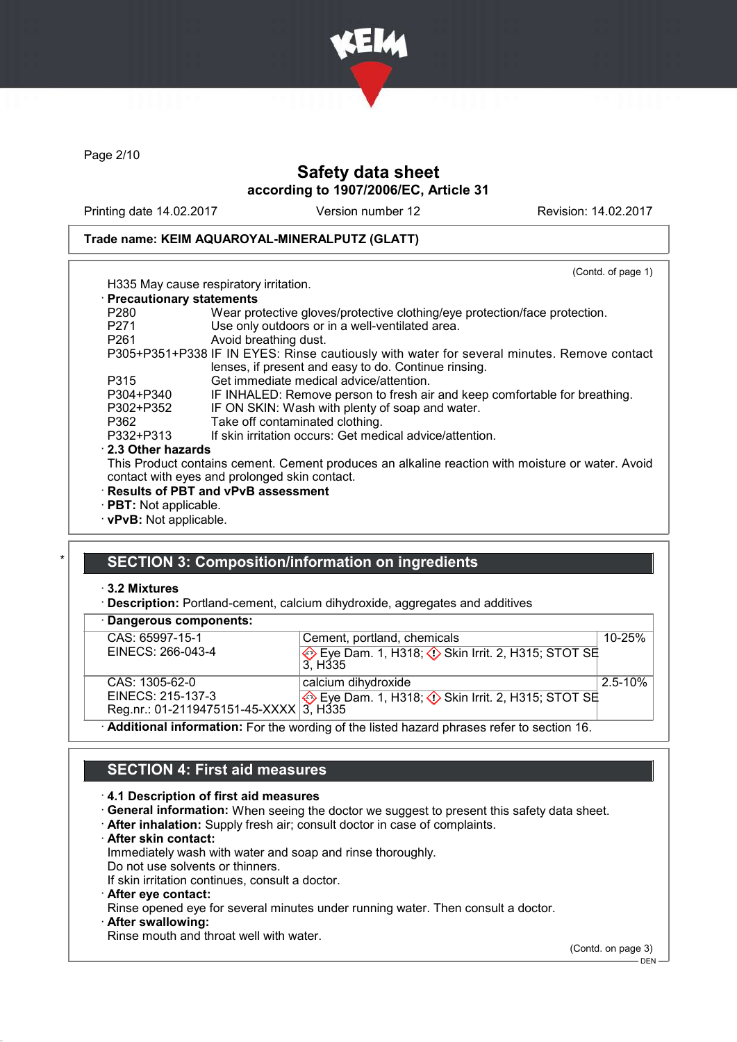(Contd. of page 1)

H335 May cause respiratory irritation.

· **Precautionary statements**

| | |
|---|---|
| P280 | Wear protective gloves/protective clothing/eye protection/face protection. |
| P271 | Use only outdoors or in a well-ventilated area. |
| P261 | Avoid breathing dust. |
| P305+P351+P338 | IF IN EYES: Rinse cautiously with water for several minutes. Remove contact lenses, if present and easy to do. Continue rinsing. |
| P315 | Get immediate medical advice/attention. |
| P304+P340 | IF INHALED: Remove person to fresh air and keep comfortable for breathing. |
| P302+P352 | IF ON SKIN: Wash with plenty of soap and water. |
| P362 | Take off contaminated clothing. |
| P332+P313 | If skin irritation occurs: Get medical advice/attention. |

· **2.3 Other hazards**

This Product contains cement. Cement produces an alkaline reaction with moisture or water. Avoid contact with eyes and prolonged skin contact.

· **Results of PBT and vPvB assessment**
· **PBT:** Not applicable.
· **vPvB:** Not applicable.

## SECTION 3: Composition/information on ingredients

· **3.2 Mixtures**
· **Description:** Portland-cement, calcium dihydroxide, aggregates and additives

· **Dangerous components:**

| | | |
|---|---|---|
| CAS: 65997-15-1<br>EINECS: 266-043-4 | Cement, portland, chemicals<br>Eye Dam. 1, H318; Skin Irrit. 2, H315; STOT SE 3, H335 | 10-25% |
| CAS: 1305-62-0<br>EINECS: 215-137-3<br>Reg.nr.: 01-2119475151-45-XXXX | calcium dihydroxide<br>Eye Dam. 1, H318; Skin Irrit. 2, H315; STOT SE 3, H335 | 2.5-10% |

· **Additional information:** For the wording of the listed hazard phrases refer to section 16.

## SECTION 4: First aid measures

· **4.1 Description of first aid measures**
· **General information:** When seeing the doctor we suggest to present this safety data sheet.
· **After inhalation:** Supply fresh air; consult doctor in case of complaints.
· **After skin contact:**
Immediately wash with water and soap and rinse thoroughly.
Do not use solvents or thinners.
If skin irritation continues, consult a doctor.
· **After eye contact:**
Rinse opened eye for several minutes under running water. Then consult a doctor.
· **After swallowing:**
Rinse mouth and throat well with water.

(Contd. on page 3)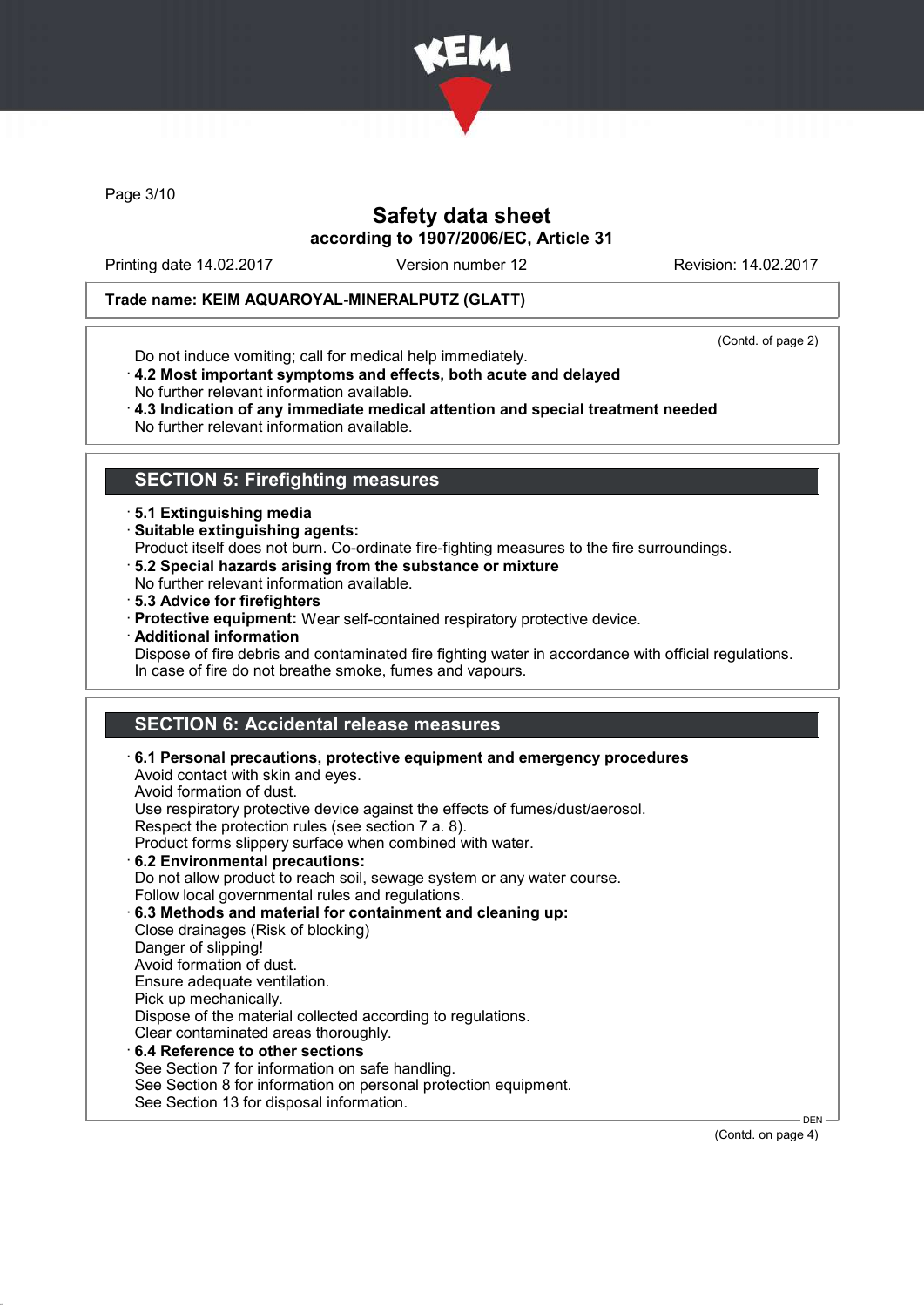**Trade name: KEIM AQUAROYAL-MINERALPUTZ (GLATT)**

(Contd. of page 2)

Do not induce vomiting; call for medical help immediately.

· **4.2 Most important symptoms and effects, both acute and delayed**
No further relevant information available.

· **4.3 Indication of any immediate medical attention and special treatment needed**
No further relevant information available.

## SECTION 5: Firefighting measures

· **5.1 Extinguishing media**

· **Suitable extinguishing agents:**
Product itself does not burn. Co-ordinate fire-fighting measures to the fire surroundings.

· **5.2 Special hazards arising from the substance or mixture**
No further relevant information available.

· **5.3 Advice for firefighters**

· **Protective equipment:** Wear self-contained respiratory protective device.

· **Additional information**
Dispose of fire debris and contaminated fire fighting water in accordance with official regulations.
In case of fire do not breathe smoke, fumes and vapours.

## SECTION 6: Accidental release measures

· **6.1 Personal precautions, protective equipment and emergency procedures**
Avoid contact with skin and eyes.
Avoid formation of dust.
Use respiratory protective device against the effects of fumes/dust/aerosol.
Respect the protection rules (see section 7 a. 8).
Product forms slippery surface when combined with water.

· **6.2 Environmental precautions:**
Do not allow product to reach soil, sewage system or any water course.
Follow local governmental rules and regulations.

· **6.3 Methods and material for containment and cleaning up:**
Close drainages (Risk of blocking)
Danger of slipping!
Avoid formation of dust.
Ensure adequate ventilation.
Pick up mechanically.
Dispose of the material collected according to regulations.
Clear contaminated areas thoroughly.

· **6.4 Reference to other sections**
See Section 7 for information on safe handling.
See Section 8 for information on personal protection equipment.
See Section 13 for disposal information.

(Contd. on page 4)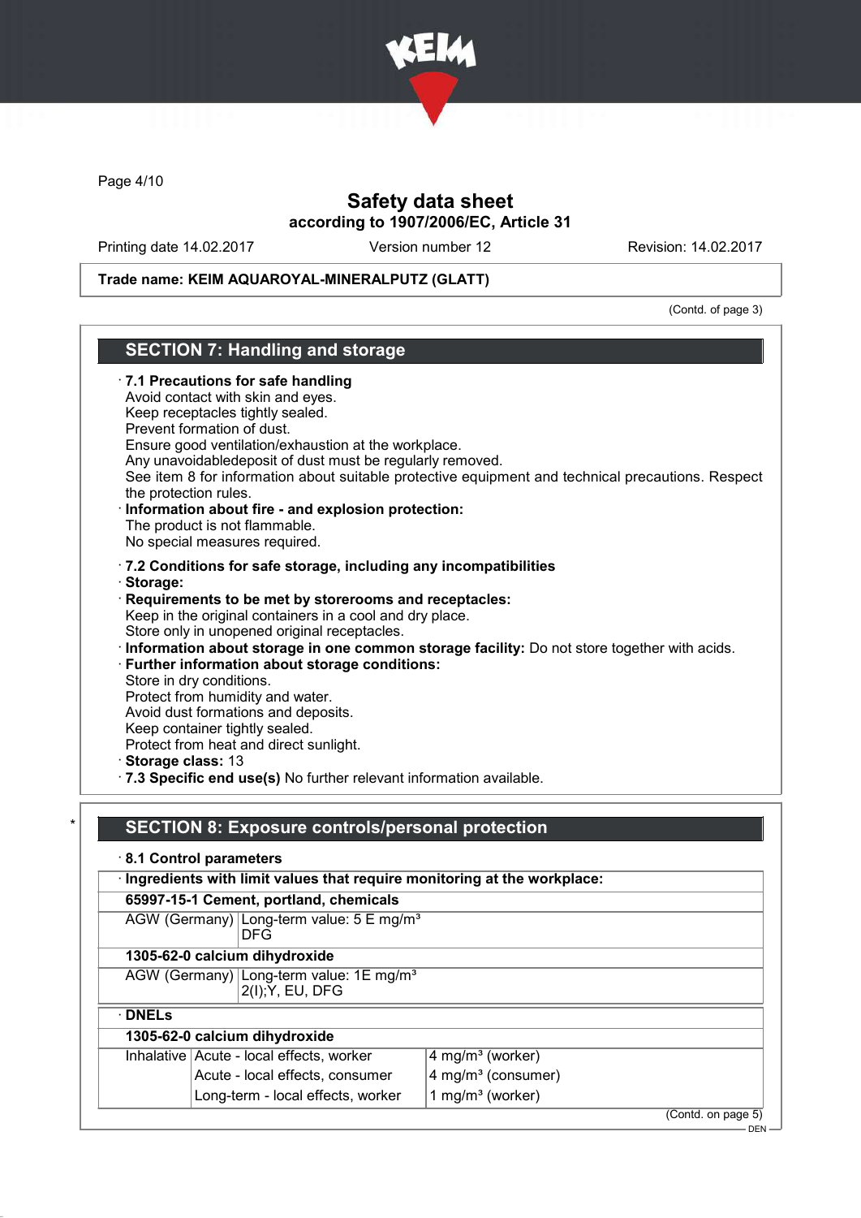Trade name: KEIM AQUAROYAL-MINERALPUTZ (GLATT)

(Contd. of page 3)

## SECTION 7: Handling and storage

· **7.1 Precautions for safe handling**
Avoid contact with skin and eyes.
Keep receptacles tightly sealed.
Prevent formation of dust.
Ensure good ventilation/exhaustion at the workplace.
Any unavoidabledeposit of dust must be regularly removed.
See item 8 for information about suitable protective equipment and technical precautions. Respect the protection rules.

· **Information about fire - and explosion protection:**
The product is not flammable.
No special measures required.

· **7.2 Conditions for safe storage, including any incompatibilities**

· **Storage:**

· **Requirements to be met by storerooms and receptacles:**
Keep in the original containers in a cool and dry place.
Store only in unopened original receptacles.

· **Information about storage in one common storage facility:** Do not store together with acids.

· **Further information about storage conditions:**
Store in dry conditions.
Protect from humidity and water.
Avoid dust formations and deposits.
Keep container tightly sealed.
Protect from heat and direct sunlight.

· **Storage class:** 13

· **7.3 Specific end use(s)** No further relevant information available.

\* 

## SECTION 8: Exposure controls/personal protection

· **8.1 Control parameters**

| · **Ingredients with limit values that require monitoring at the workplace:** | |
|---|---|
| **65997-15-1 Cement, portland, chemicals** | |
| AGW (Germany) | Long-term value: 5 E mg/m³<br>DFG |
| **1305-62-0 calcium dihydroxide** | |
| AGW (Germany) | Long-term value: 1E mg/m³<br>2(I);Y, EU, DFG |

| · **DNELs** | | |
|---|---|---|
| **1305-62-0 calcium dihydroxide** | | |
| Inhalative | Acute - local effects, worker | 4 mg/m³ (worker) |
| | Acute - local effects, consumer | 4 mg/m³ (consumer) |
| | Long-term - local effects, worker | 1 mg/m³ (worker) |

(Contd. on page 5)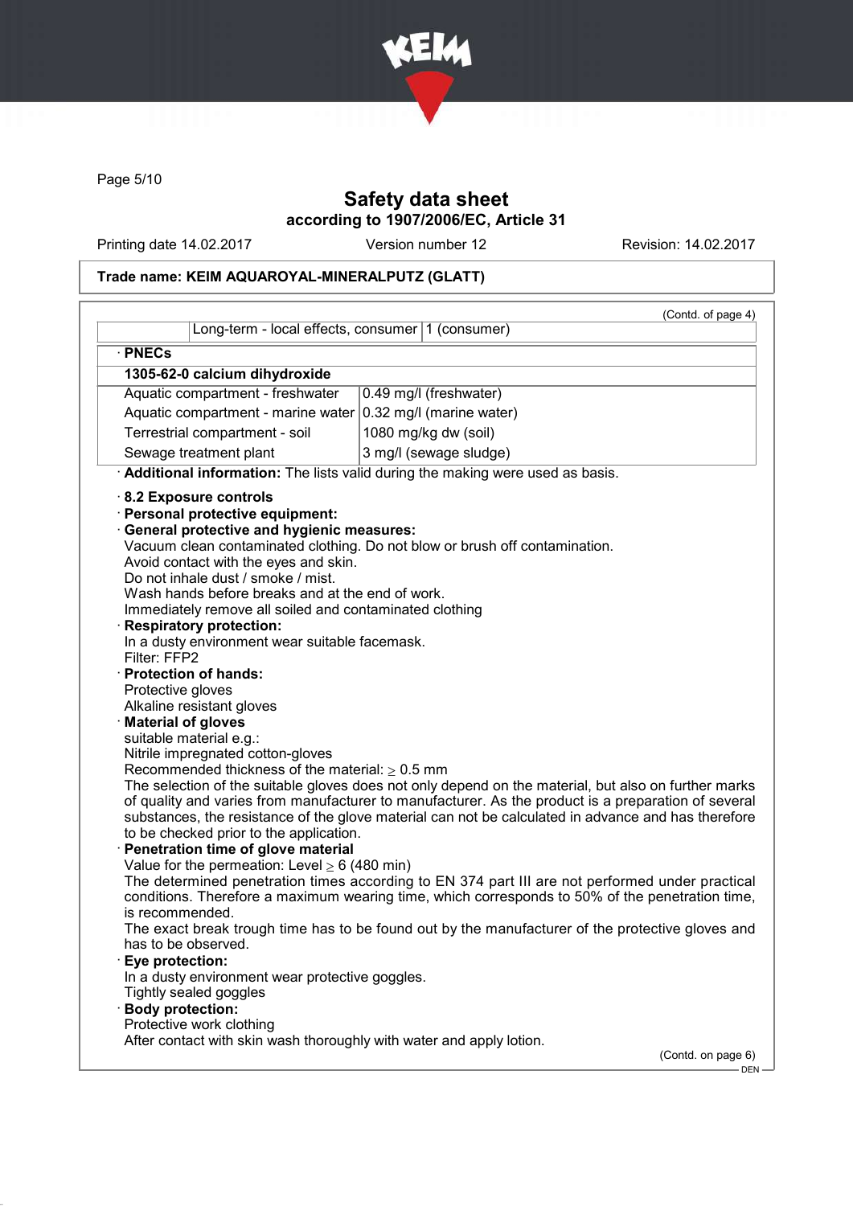(Contd. of page 4)

| | Long-term - local effects, consumer | 1 (consumer) |
|---|---|---|

· **PNECs**

| 1305-62-0 calcium dihydroxide | |
|---|---|
| Aquatic compartment - freshwater | 0.49 mg/l (freshwater) |
| Aquatic compartment - marine water | 0.32 mg/l (marine water) |
| Terrestrial compartment - soil | 1080 mg/kg dw (soil) |
| Sewage treatment plant | 3 mg/l (sewage sludge) |

· **Additional information:** The lists valid during the making were used as basis.

· **8.2 Exposure controls**

· **Personal protective equipment:**

· **General protective and hygienic measures:**
Vacuum clean contaminated clothing. Do not blow or brush off contamination.
Avoid contact with the eyes and skin.
Do not inhale dust / smoke / mist.
Wash hands before breaks and at the end of work.
Immediately remove all soiled and contaminated clothing

· **Respiratory protection:**
In a dusty environment wear suitable facemask.
Filter: FFP2

· **Protection of hands:**
Protective gloves
Alkaline resistant gloves

· **Material of gloves**
suitable material e.g.:
Nitrile impregnated cotton-gloves
Recommended thickness of the material: ≥ 0.5 mm
The selection of the suitable gloves does not only depend on the material, but also on further marks of quality and varies from manufacturer to manufacturer. As the product is a preparation of several substances, the resistance of the glove material can not be calculated in advance and has therefore to be checked prior to the application.

· **Penetration time of glove material**
Value for the permeation: Level ≥ 6 (480 min)
The determined penetration times according to EN 374 part III are not performed under practical conditions. Therefore a maximum wearing time, which corresponds to 50% of the penetration time, is recommended.
The exact break trough time has to be found out by the manufacturer of the protective gloves and has to be observed.

· **Eye protection:**
In a dusty environment wear protective goggles.
Tightly sealed goggles

· **Body protection:**
Protective work clothing
After contact with skin wash thoroughly with water and apply lotion.

(Contd. on page 6)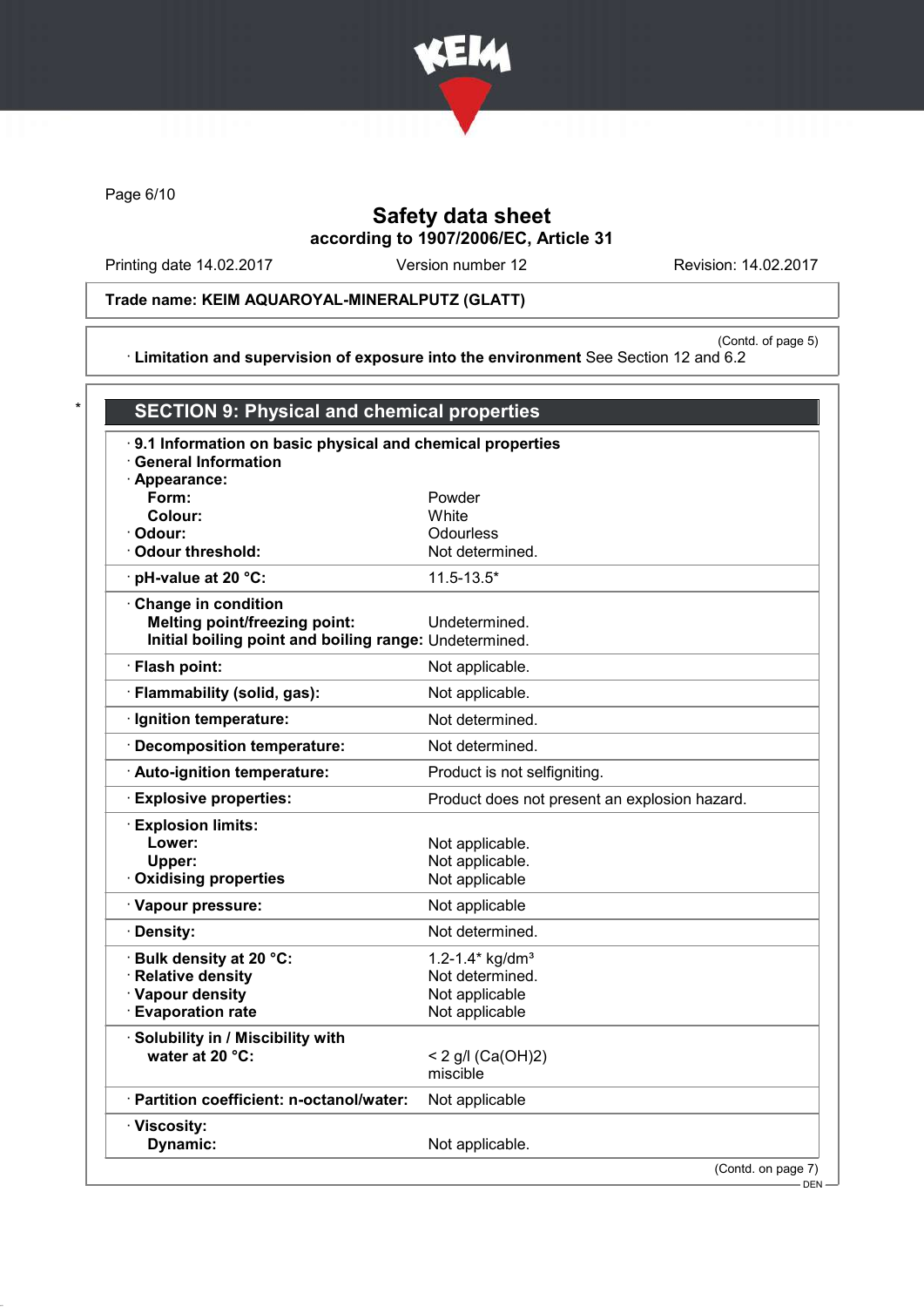Page 6/10

# Safety data sheet
**according to 1907/2006/EC, Article 31**

Printing date 14.02.2017 | Version number 12 | Revision: 14.02.2017

**Trade name: KEIM AQUAROYAL-MINERALPUTZ (GLATT)**

(Contd. of page 5)

· **Limitation and supervision of exposure into the environment** See Section 12 and 6.2

## * SECTION 9: Physical and chemical properties

· **9.1 Information on basic physical and chemical properties**
· **General Information**
· **Appearance:**

| | |
|---|---|
| **Form:** | Powder |
| **Colour:** | White |
| · **Odour:** | Odourless |
| · **Odour threshold:** | Not determined. |
| · **pH-value at 20 °C:** | 11.5-13.5* |
| · **Change in condition** | |
| **Melting point/freezing point:** | Undetermined. |
| **Initial boiling point and boiling range:** | Undetermined. |
| · **Flash point:** | Not applicable. |
| · **Flammability (solid, gas):** | Not applicable. |
| · **Ignition temperature:** | Not determined. |
| · **Decomposition temperature:** | Not determined. |
| · **Auto-ignition temperature:** | Product is not selfigniting. |
| · **Explosive properties:** | Product does not present an explosion hazard. |
| · **Explosion limits:** | |
| **Lower:** | Not applicable. |
| **Upper:** | Not applicable. |
| · **Oxidising properties** | Not applicable |
| · **Vapour pressure:** | Not applicable |
| · **Density:** | Not determined. |
| · **Bulk density at 20 °C:** | 1.2-1.4* kg/dm³ |
| · **Relative density** | Not determined. |
| · **Vapour density** | Not applicable |
| · **Evaporation rate** | Not applicable |
| · **Solubility in / Miscibility with** | |
| **water at 20 °C:** | < 2 g/l ($Ca(OH)_2$) miscible |
| · **Partition coefficient: n-octanol/water:** | Not applicable |
| · **Viscosity:** | |
| **Dynamic:** | Not applicable. |

(Contd. on page 7)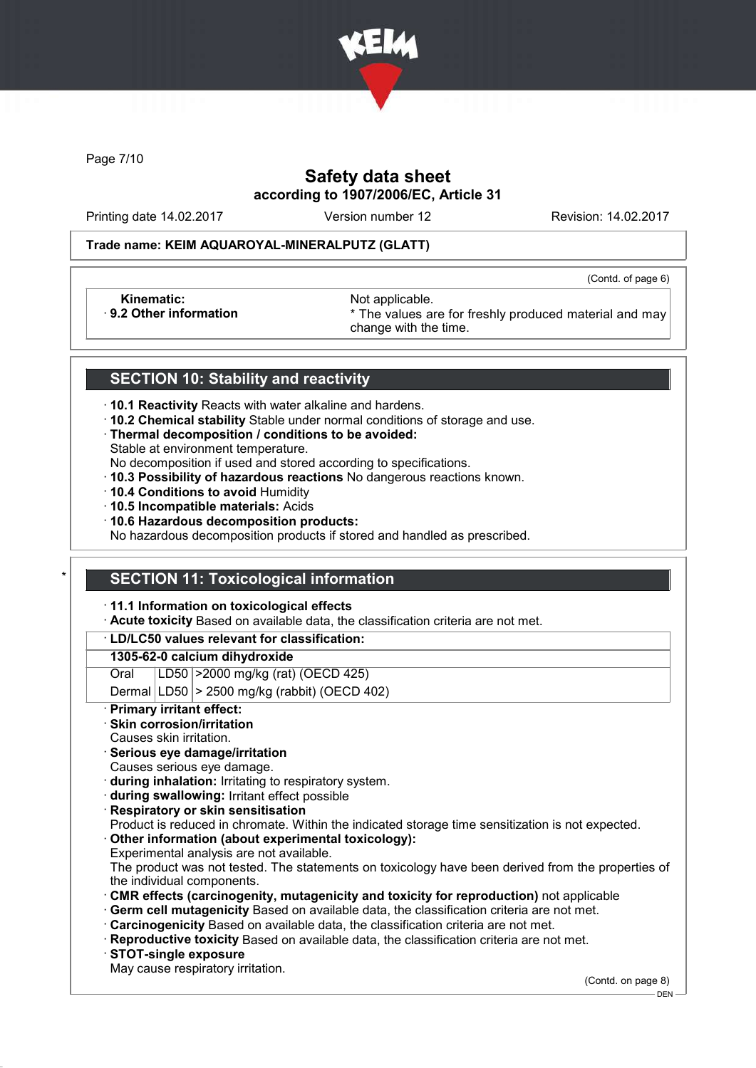**Safety data sheet**
**according to 1907/2006/EC, Article 31**

Printing date 14.02.2017 Version number 12 Revision: 14.02.2017

**Trade name: KEIM AQUAROYAL-MINERALPUTZ (GLATT)**

(Contd. of page 6)

| | |
|---|---|
| **Kinematic:** | Not applicable. |
| · **9.2 Other information** | * The values are for freshly produced material and may change with the time. |

## SECTION 10: Stability and reactivity

· **10.1 Reactivity** Reacts with water alkaline and hardens.
· **10.2 Chemical stability** Stable under normal conditions of storage and use.
· **Thermal decomposition / conditions to be avoided:**
Stable at environment temperature.
No decomposition if used and stored according to specifications.
· **10.3 Possibility of hazardous reactions** No dangerous reactions known.
· **10.4 Conditions to avoid** Humidity
· **10.5 Incompatible materials:** Acids
· **10.6 Hazardous decomposition products:**
No hazardous decomposition products if stored and handled as prescribed.

## * SECTION 11: Toxicological information

· **11.1 Information on toxicological effects**
· **Acute toxicity** Based on available data, the classification criteria are not met.

· **LD/LC50 values relevant for classification:**

| **1305-62-0 calcium dihydroxide** | | |
|---|---|---|
| Oral | LD50 | >2000 mg/kg (rat) (OECD 425) |
| Dermal | LD50 | > 2500 mg/kg (rabbit) (OECD 402) |

· **Primary irritant effect:**
· **Skin corrosion/irritation**
Causes skin irritation.
· **Serious eye damage/irritation**
Causes serious eye damage.
· **during inhalation:** Irritating to respiratory system.
· **during swallowing:** Irritant effect possible
· **Respiratory or skin sensitisation**
Product is reduced in chromate. Within the indicated storage time sensitization is not expected.
· **Other information (about experimental toxicology):**
Experimental analysis are not available.
The product was not tested. The statements on toxicology have been derived from the properties of the individual components.
· **CMR effects (carcinogenity, mutagenicity and toxicity for reproduction)** not applicable
· **Germ cell mutagenicity** Based on available data, the classification criteria are not met.
· **Carcinogenicity** Based on available data, the classification criteria are not met.
· **Reproductive toxicity** Based on available data, the classification criteria are not met.
· **STOT-single exposure**
May cause respiratory irritation.

(Contd. on page 8)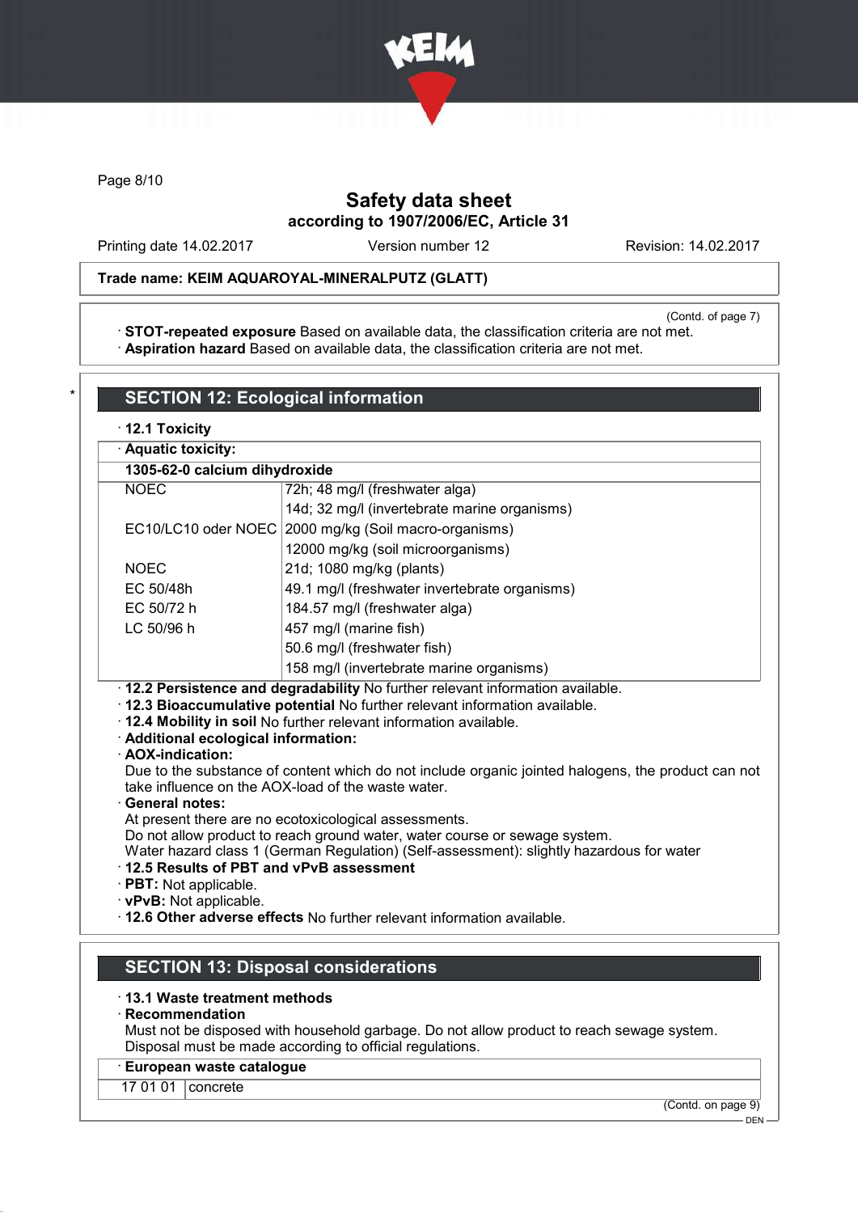(Contd. of page 7)

· **STOT-repeated exposure** Based on available data, the classification criteria are not met.
· **Aspiration hazard** Based on available data, the classification criteria are not met.

## SECTION 12: Ecological information

· **12.1 Toxicity**

| · Aquatic toxicity: | |
|---|---|
| **1305-62-0 calcium dihydroxide** | |
| NOEC | 72h; 48 mg/l (freshwater alga) |
| | 14d; 32 mg/l (invertebrate marine organisms) |
| EC10/LC10 oder NOEC | 2000 mg/kg (Soil macro-organisms) |
| | 12000 mg/kg (soil microorganisms) |
| NOEC | 21d; 1080 mg/kg (plants) |
| EC 50/48h | 49.1 mg/l (freshwater invertebrate organisms) |
| EC 50/72 h | 184.57 mg/l (freshwater alga) |
| LC 50/96 h | 457 mg/l (marine fish) |
| | 50.6 mg/l (freshwater fish) |
| | 158 mg/l (invertebrate marine organisms) |

· **12.2 Persistence and degradability** No further relevant information available.
· **12.3 Bioaccumulative potential** No further relevant information available.
· **12.4 Mobility in soil** No further relevant information available.
· **Additional ecological information:**
· **AOX-indication:**
Due to the substance of content which do not include organic jointed halogens, the product can not take influence on the AOX-load of the waste water.
· **General notes:**
At present there are no ecotoxicological assessments.
Do not allow product to reach ground water, water course or sewage system.
Water hazard class 1 (German Regulation) (Self-assessment): slightly hazardous for water
· **12.5 Results of PBT and vPvB assessment**
· **PBT:** Not applicable.
· **vPvB:** Not applicable.
· **12.6 Other adverse effects** No further relevant information available.

## SECTION 13: Disposal considerations

· **13.1 Waste treatment methods**
· **Recommendation**
Must not be disposed with household garbage. Do not allow product to reach sewage system.
Disposal must be made according to official regulations.

| · European waste catalogue | |
|---|---|
| 17 01 01 | concrete |

(Contd. on page 9)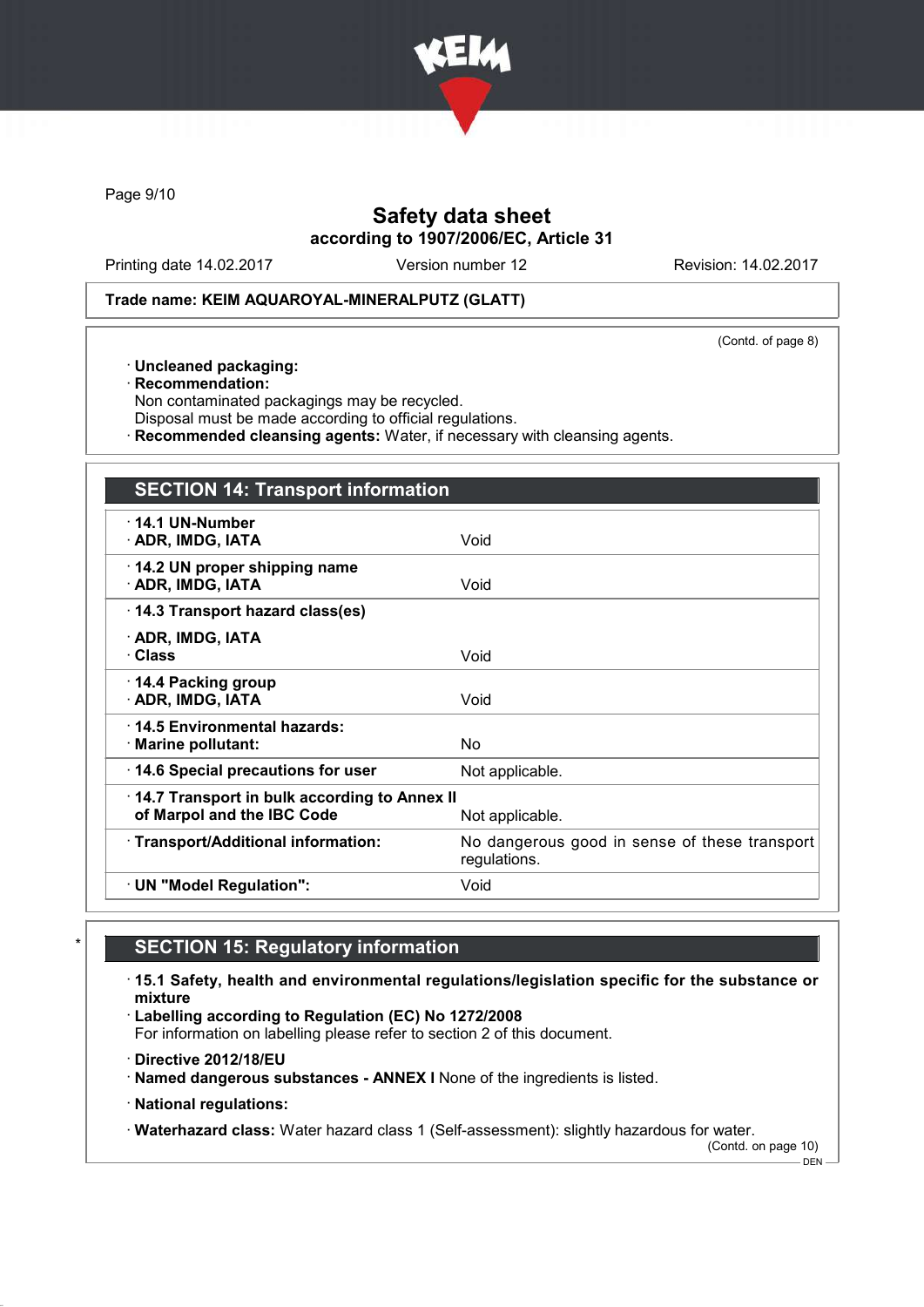**Trade name: KEIM AQUAROYAL-MINERALPUTZ (GLATT)**

(Contd. of page 8)

· **Uncleaned packaging:**
· **Recommendation:**
Non contaminated packagings may be recycled.
Disposal must be made according to official regulations.
· **Recommended cleansing agents:** Water, if necessary with cleansing agents.

## SECTION 14: Transport information

| | |
|---|---|
| · **14.1 UN-Number** | |
| · **ADR, IMDG, IATA** | Void |
| · **14.2 UN proper shipping name** | |
| · **ADR, IMDG, IATA** | Void |
| · **14.3 Transport hazard class(es)** | |
| · **ADR, IMDG, IATA** | |
| · **Class** | Void |
| · **14.4 Packing group** | |
| · **ADR, IMDG, IATA** | Void |
| · **14.5 Environmental hazards:** | |
| · **Marine pollutant:** | No |
| · **14.6 Special precautions for user** | Not applicable. |
| · **14.7 Transport in bulk according to Annex II of Marpol and the IBC Code** | Not applicable. |
| · **Transport/Additional information:** | No dangerous good in sense of these transport regulations. |
| · **UN "Model Regulation":** | Void |

## * SECTION 15: Regulatory information

· **15.1 Safety, health and environmental regulations/legislation specific for the substance or mixture**
· **Labelling according to Regulation (EC) No 1272/2008**
For information on labelling please refer to section 2 of this document.

· **Directive 2012/18/EU**
· **Named dangerous substances - ANNEX I** None of the ingredients is listed.

· **National regulations:**

· **Waterhazard class:** Water hazard class 1 (Self-assessment): slightly hazardous for water.

(Contd. on page 10)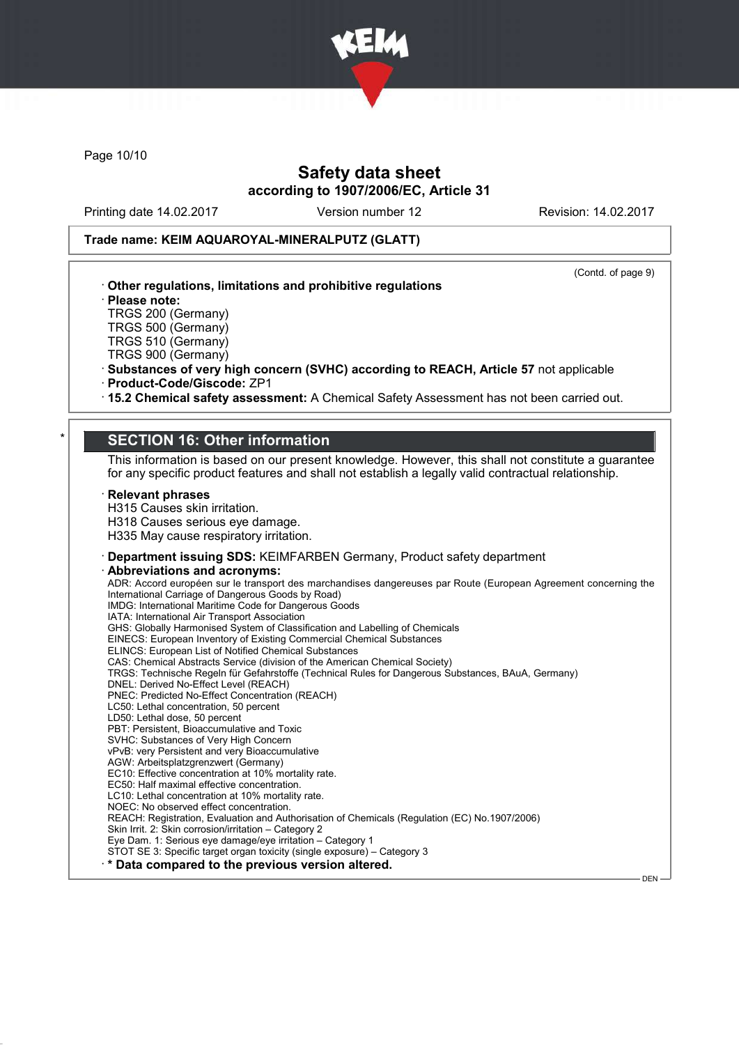**Trade name: KEIM AQUAROYAL-MINERALPUTZ (GLATT)**

(Contd. of page 9)

- **Other regulations, limitations and prohibitive regulations**
- **Please note:**
  TRGS 200 (Germany)
  TRGS 500 (Germany)
  TRGS 510 (Germany)
  TRGS 900 (Germany)
- **Substances of very high concern (SVHC) according to REACH, Article 57** not applicable
- **Product-Code/Giscode:** ZP1
- **15.2 Chemical safety assessment:** A Chemical Safety Assessment has not been carried out.

## * SECTION 16: Other information

This information is based on our present knowledge. However, this shall not constitute a guarantee for any specific product features and shall not establish a legally valid contractual relationship.

- **Relevant phrases**
  H315 Causes skin irritation.
  H318 Causes serious eye damage.
  H335 May cause respiratory irritation.
- **Department issuing SDS:** KEIMFARBEN Germany, Product safety department
- **Abbreviations and acronyms:**
  ADR: Accord européen sur le transport des marchandises dangereuses par Route (European Agreement concerning the International Carriage of Dangerous Goods by Road)
  IMDG: International Maritime Code for Dangerous Goods
  IATA: International Air Transport Association
  GHS: Globally Harmonised System of Classification and Labelling of Chemicals
  EINECS: European Inventory of Existing Commercial Chemical Substances
  ELINCS: European List of Notified Chemical Substances
  CAS: Chemical Abstracts Service (division of the American Chemical Society)
  TRGS: Technische Regeln für Gefahrstoffe (Technical Rules for Dangerous Substances, BAuA, Germany)
  DNEL: Derived No-Effect Level (REACH)
  PNEC: Predicted No-Effect Concentration (REACH)
  LC50: Lethal concentration, 50 percent
  LD50: Lethal dose, 50 percent
  PBT: Persistent, Bioaccumulative and Toxic
  SVHC: Substances of Very High Concern
  vPvB: very Persistent and very Bioaccumulative
  AGW: Arbeitsplatzgrenzwert (Germany)
  EC10: Effective concentration at 10% mortality rate.
  EC50: Half maximal effective concentration.
  LC10: Lethal concentration at 10% mortality rate.
  NOEC: No observed effect concentration.
  REACH: Registration, Evaluation and Authorisation of Chemicals (Regulation (EC) No.1907/2006)
  Skin Irrit. 2: Skin corrosion/irritation – Category 2
  Eye Dam. 1: Serious eye damage/eye irritation – Category 1
  STOT SE 3: Specific target organ toxicity (single exposure) – Category 3
- **\* Data compared to the previous version altered.**